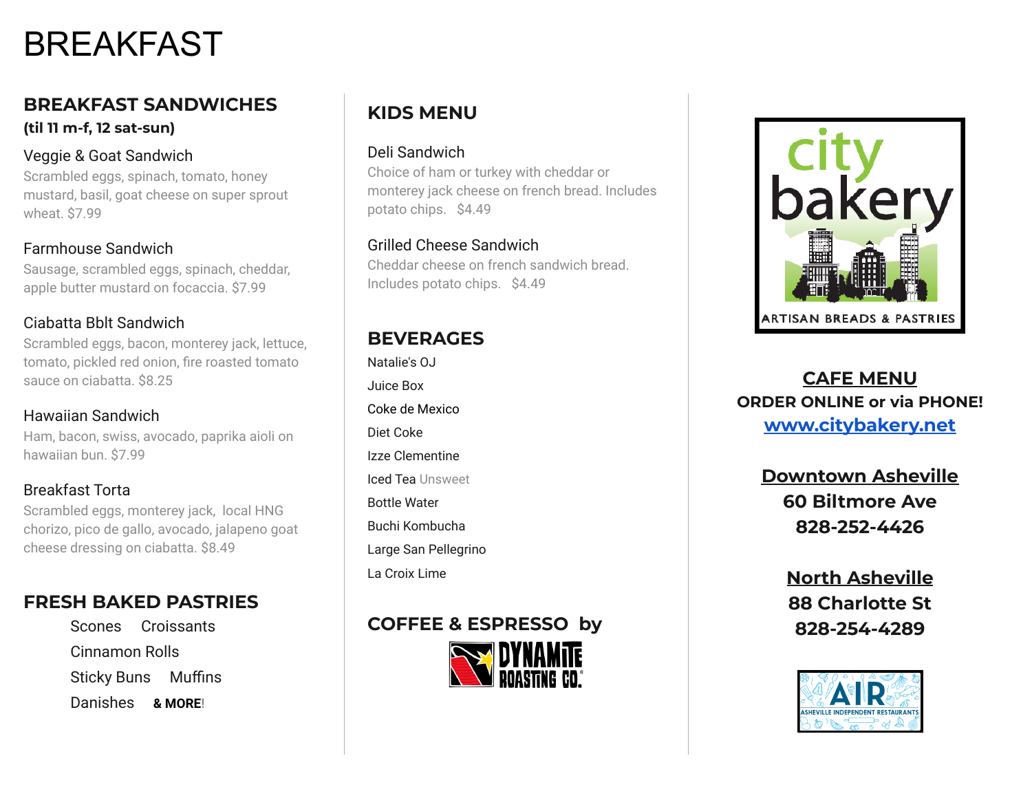# BREAKFAST

## BREAKFAST SANDWICHES

**(til 11 m-f, 12 sat-sun)**

### Veggie & Goat Sandwich

Scrambled eggs, spinach, tomato, honey mustard, basil, goat cheese on super sprout wheat. $7.99

### Farmhouse Sandwich

Sausage, scrambled eggs, spinach, cheddar, apple butter mustard on focaccia. $7.99

### Ciabatta Bblt Sandwich

Scrambled eggs, bacon, monterey jack, lettuce, tomato, pickled red onion, fire roasted tomato sauce on ciabatta. $8.25

### Hawaiian Sandwich

Ham, bacon, swiss, avocado, paprika aioli on hawaiian bun. $7.99

### Breakfast Torta

Scrambled eggs, monterey jack, local HNG chorizo, pico de gallo, avocado, jalapeno goat cheese dressing on ciabatta. $8.49

## FRESH BAKED PASTRIES

Scones Croissants

Cinnamon Rolls

Sticky Buns Muffins

Danishes **& MORE!**

## KIDS MENU

### Deli Sandwich

Choice of ham or turkey with cheddar or monterey jack cheese on french bread. Includes potato chips. $4.49

### Grilled Cheese Sandwich

Cheddar cheese on french sandwich bread. Includes potato chips. $4.49

## BEVERAGES

Natalie's OJ

Juice Box

Coke de Mexico

Diet Coke

Izze Clementine

Iced Tea Unsweet

Bottle Water

Buchi Kombucha

Large San Pellegrino

La Croix Lime

## COFFEE & ESPRESSO by

DYNAMITE ROASTING CO.

city bakery

ARTISAN BREADS & PASTRIES

**CAFE MENU**

**ORDER ONLINE or via PHONE!**

**www.citybakery.net**

**Downtown Asheville**

**60 Biltmore Ave**

**828-252-4426**

**North Asheville**

**88 Charlotte St**

**828-254-4289**

AIR ASHEVILLE INDEPENDENT RESTAURANTS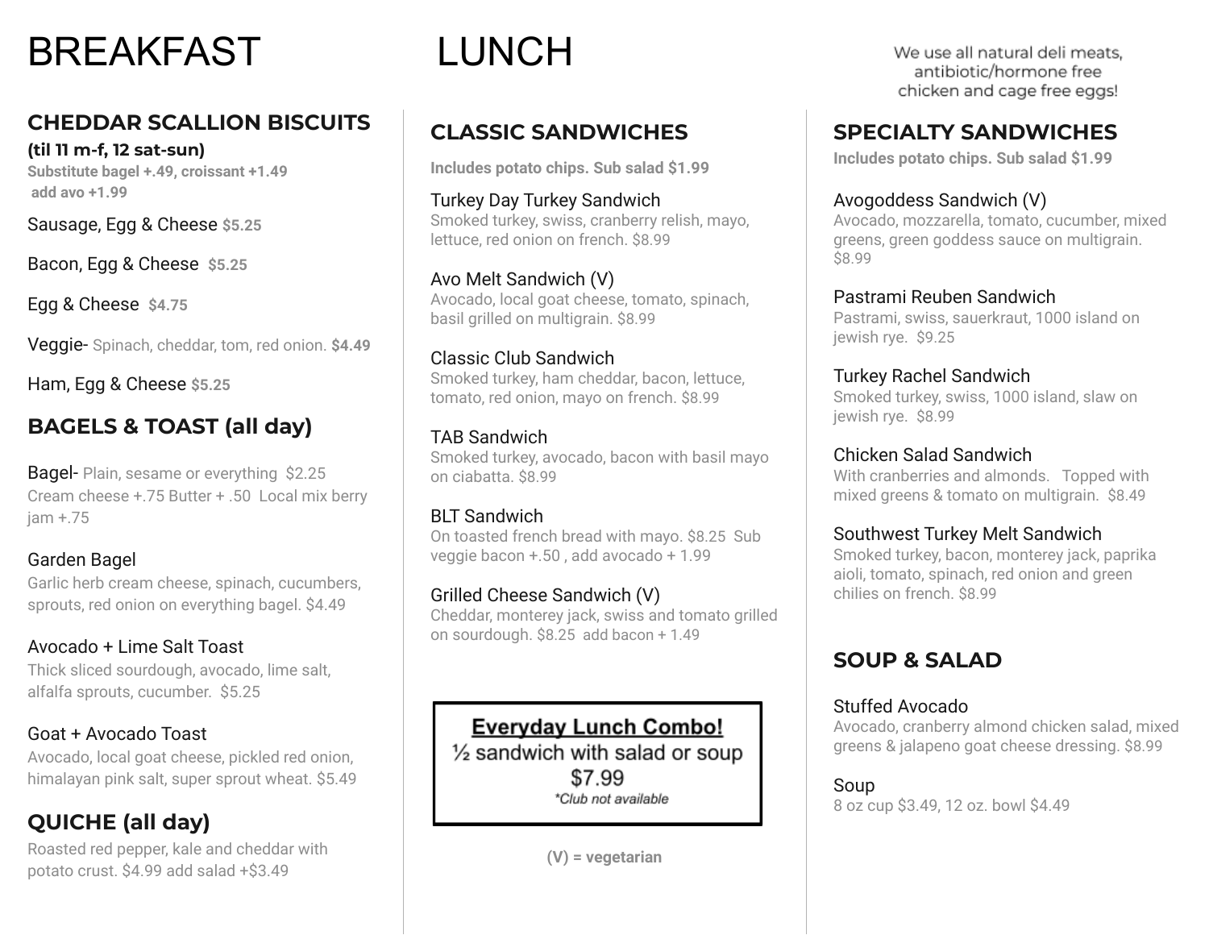# BREAKFAST

## CHEDDAR SCALLION BISCUITS

**(til 11 m-f, 12 sat-sun)**

**Substitute bagel +.49, croissant +1.49**
**add avo +1.99**

Sausage, Egg & Cheese **$5.25**

Bacon, Egg & Cheese **$5.25**

Egg & Cheese **$4.75**

Veggie- Spinach, cheddar, tom, red onion. **$4.49**

Ham, Egg & Cheese **$5.25**

## BAGELS & TOAST (all day)

Bagel- Plain, sesame or everything $2.25
Cream cheese +.75 Butter + .50 Local mix berry jam +.75

Garden Bagel
Garlic herb cream cheese, spinach, cucumbers, sprouts, red onion on everything bagel. $4.49

Avocado + Lime Salt Toast
Thick sliced sourdough, avocado, lime salt, alfalfa sprouts, cucumber. $5.25

Goat + Avocado Toast
Avocado, local goat cheese, pickled red onion, himalayan pink salt, super sprout wheat. $5.49

## QUICHE (all day)

Roasted red pepper, kale and cheddar with potato crust. $4.99 add salad +$3.49

# LUNCH

We use all natural deli meats, antibiotic/hormone free chicken and cage free eggs!

## CLASSIC SANDWICHES

**Includes potato chips. Sub salad $1.99**

Turkey Day Turkey Sandwich
Smoked turkey, swiss, cranberry relish, mayo, lettuce, red onion on french. $8.99

Avo Melt Sandwich (V)
Avocado, local goat cheese, tomato, spinach, basil grilled on multigrain. $8.99

Classic Club Sandwich
Smoked turkey, ham cheddar, bacon, lettuce, tomato, red onion, mayo on french. $8.99

TAB Sandwich
Smoked turkey, avocado, bacon with basil mayo on ciabatta. $8.99

BLT Sandwich
On toasted french bread with mayo. $8.25 Sub veggie bacon +.50 , add avocado + 1.99

Grilled Cheese Sandwich (V)
Cheddar, monterey jack, swiss and tomato grilled on sourdough. $8.25 add bacon + 1.49

**Everyday Lunch Combo!**
½ sandwich with salad or soup
$7.99
*\*Club not available*

**(V) = vegetarian**

## SPECIALTY SANDWICHES

**Includes potato chips. Sub salad $1.99**

Avogoddess Sandwich (V)
Avocado, mozzarella, tomato, cucumber, mixed greens, green goddess sauce on multigrain. $8.99

Pastrami Reuben Sandwich
Pastrami, swiss, sauerkraut, 1000 island on jewish rye. $9.25

Turkey Rachel Sandwich
Smoked turkey, swiss, 1000 island, slaw on jewish rye. $8.99

Chicken Salad Sandwich
With cranberries and almonds. Topped with mixed greens & tomato on multigrain. $8.49

Southwest Turkey Melt Sandwich
Smoked turkey, bacon, monterey jack, paprika aioli, tomato, spinach, red onion and green chilies on french. $8.99

## SOUP & SALAD

Stuffed Avocado
Avocado, cranberry almond chicken salad, mixed greens & jalapeno goat cheese dressing. $8.99

Soup
8 oz cup $3.49, 12 oz. bowl $4.49